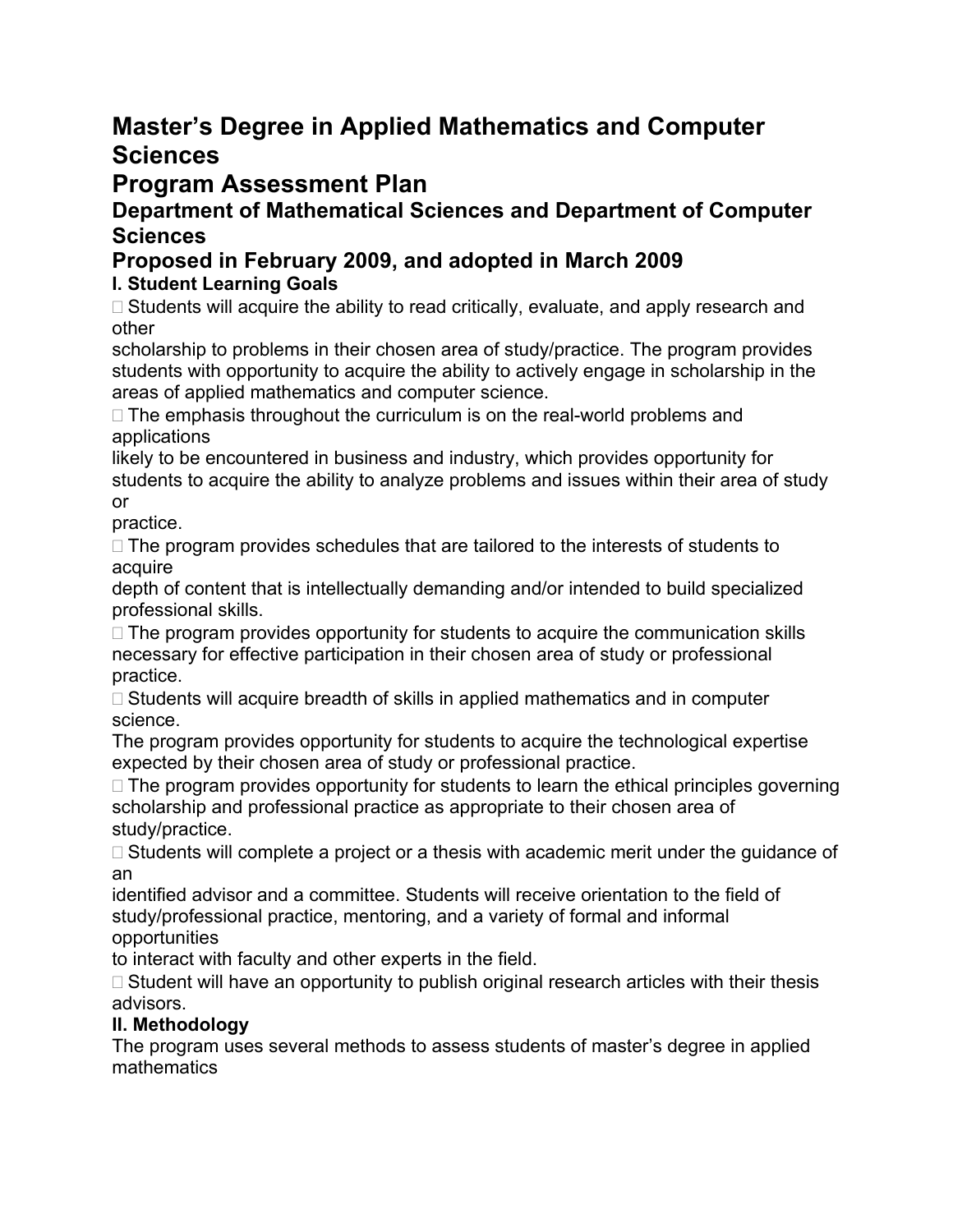# Master's Degree in Applied Mathematics and Computer Sciences

# Program Assessment Plan

## Department of Mathematical Sciences and Department of Computer Sciences

## Proposed in February 2009, and adopted in March 2009

### I. Student Learning Goals

- Students will acquire the ability to read critically, evaluate, and apply research and other scholarship to problems in their chosen area of study/practice. The program provides students with opportunity to acquire the ability to actively engage in scholarship in the areas of applied mathematics and computer science.
- The emphasis throughout the curriculum is on the real-world problems and applications likely to be encountered in business and industry, which provides opportunity for students to acquire the ability to analyze problems and issues within their area of study or practice.
- The program provides schedules that are tailored to the interests of students to acquire depth of content that is intellectually demanding and/or intended to build specialized professional skills.
- The program provides opportunity for students to acquire the communication skills necessary for effective participation in their chosen area of study or professional practice.
- Students will acquire breadth of skills in applied mathematics and in computer science. The program provides opportunity for students to acquire the technological expertise expected by their chosen area of study or professional practice.
- The program provides opportunity for students to learn the ethical principles governing scholarship and professional practice as appropriate to their chosen area of study/practice.
- Students will complete a project or a thesis with academic merit under the guidance of an identified advisor and a committee. Students will receive orientation to the field of study/professional practice, mentoring, and a variety of formal and informal opportunities to interact with faculty and other experts in the field.
- Student will have an opportunity to publish original research articles with their thesis advisors.

### II. Methodology

The program uses several methods to assess students of master's degree in applied mathematics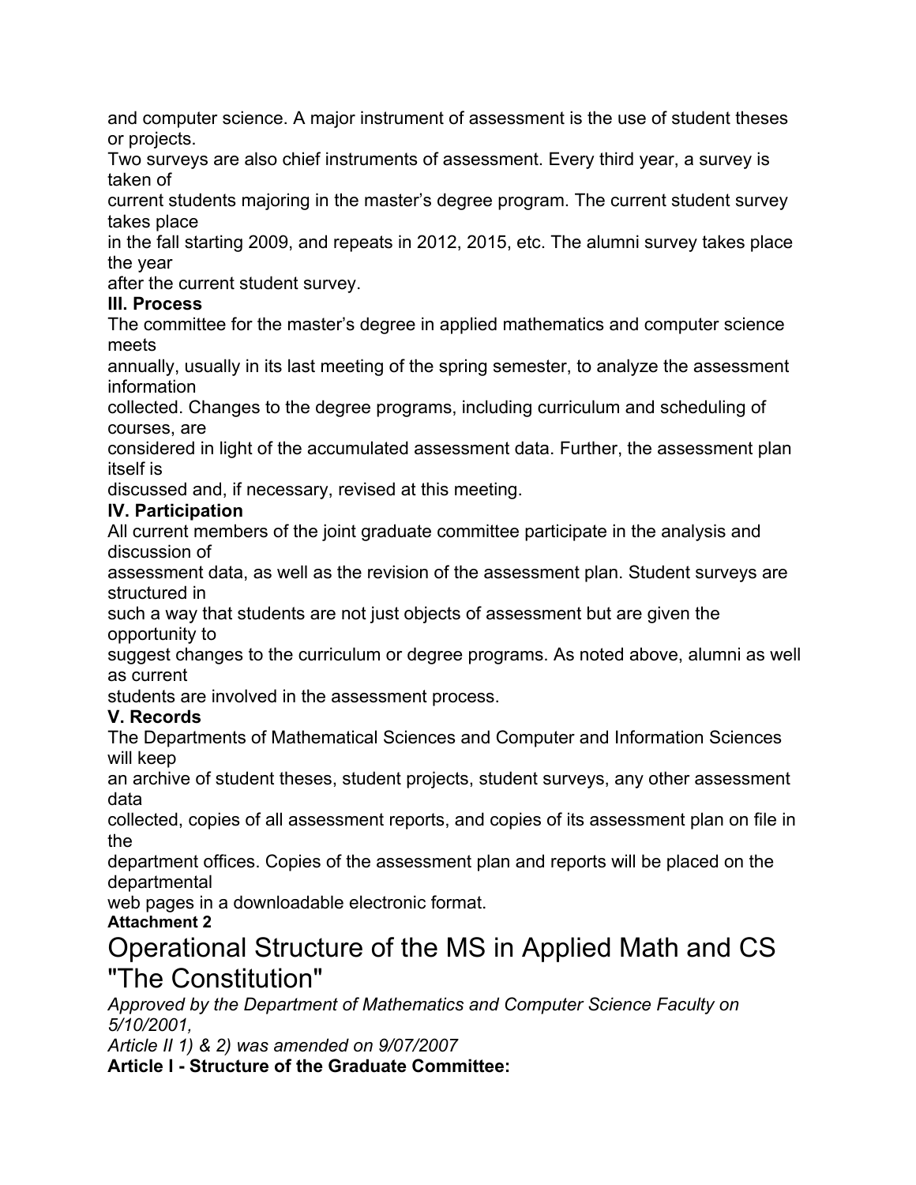and computer science. A major instrument of assessment is the use of student theses or projects.

Two surveys are also chief instruments of assessment. Every third year, a survey is taken of current students majoring in the master's degree program. The current student survey takes place in the fall starting 2009, and repeats in 2012, 2015, etc. The alumni survey takes place the year after the current student survey.

**III. Process**

The committee for the master's degree in applied mathematics and computer science meets annually, usually in its last meeting of the spring semester, to analyze the assessment information collected. Changes to the degree programs, including curriculum and scheduling of courses, are considered in light of the accumulated assessment data. Further, the assessment plan itself is discussed and, if necessary, revised at this meeting.

**IV. Participation**

All current members of the joint graduate committee participate in the analysis and discussion of assessment data, as well as the revision of the assessment plan. Student surveys are structured in such a way that students are not just objects of assessment but are given the opportunity to suggest changes to the curriculum or degree programs. As noted above, alumni as well as current students are involved in the assessment process.

**V. Records**

The Departments of Mathematical Sciences and Computer and Information Sciences will keep an archive of student theses, student projects, student surveys, any other assessment data collected, copies of all assessment reports, and copies of its assessment plan on file in the department offices. Copies of the assessment plan and reports will be placed on the departmental web pages in a downloadable electronic format.

**Attachment 2**

# Operational Structure of the MS in Applied Math and CS "The Constitution"

*Approved by the Department of Mathematics and Computer Science Faculty on 5/10/2001,*
*Article II 1) & 2) was amended on 9/07/2007*

**Article I - Structure of the Graduate Committee:**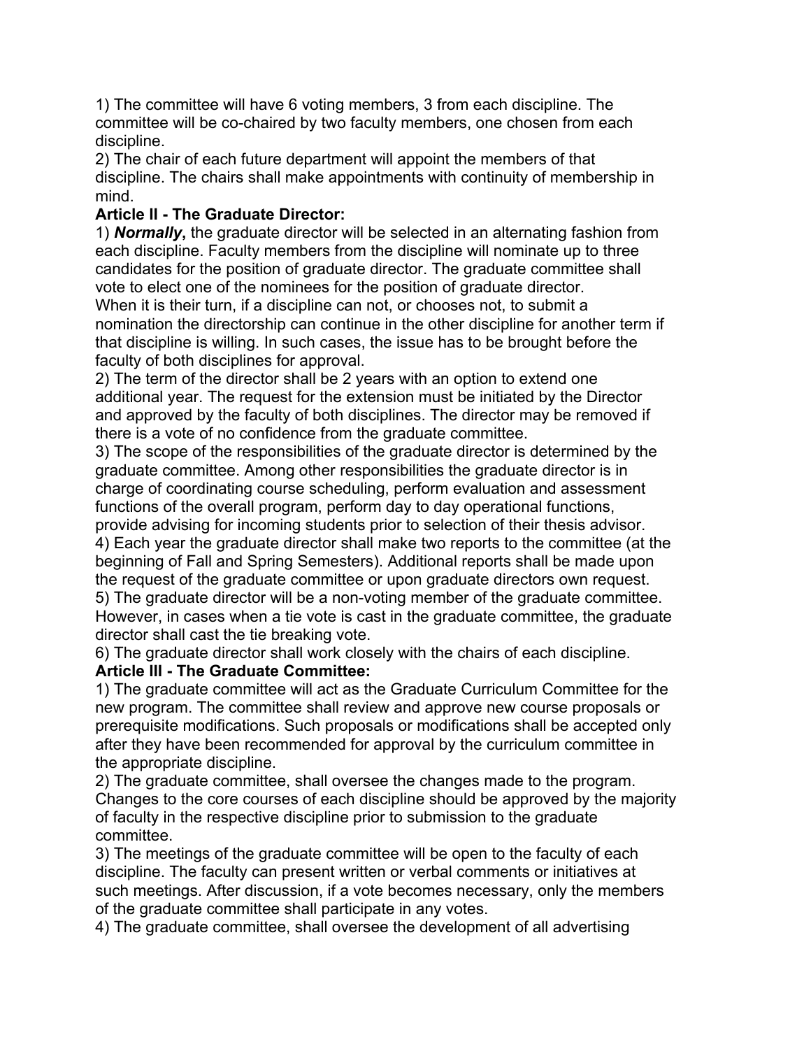1) The committee will have 6 voting members, 3 from each discipline. The committee will be co-chaired by two faculty members, one chosen from each discipline.

2) The chair of each future department will appoint the members of that discipline. The chairs shall make appointments with continuity of membership in mind.

**Article II - The Graduate Director:**

1) ***Normally,*** the graduate director will be selected in an alternating fashion from each discipline. Faculty members from the discipline will nominate up to three candidates for the position of graduate director. The graduate committee shall vote to elect one of the nominees for the position of graduate director.
When it is their turn, if a discipline can not, or chooses not, to submit a nomination the directorship can continue in the other discipline for another term if that discipline is willing. In such cases, the issue has to be brought before the faculty of both disciplines for approval.

2) The term of the director shall be 2 years with an option to extend one additional year. The request for the extension must be initiated by the Director and approved by the faculty of both disciplines. The director may be removed if there is a vote of no confidence from the graduate committee.

3) The scope of the responsibilities of the graduate director is determined by the graduate committee. Among other responsibilities the graduate director is in charge of coordinating course scheduling, perform evaluation and assessment functions of the overall program, perform day to day operational functions, provide advising for incoming students prior to selection of their thesis advisor.

4) Each year the graduate director shall make two reports to the committee (at the beginning of Fall and Spring Semesters). Additional reports shall be made upon the request of the graduate committee or upon graduate directors own request.

5) The graduate director will be a non-voting member of the graduate committee. However, in cases when a tie vote is cast in the graduate committee, the graduate director shall cast the tie breaking vote.

6) The graduate director shall work closely with the chairs of each discipline.

**Article III - The Graduate Committee:**

1) The graduate committee will act as the Graduate Curriculum Committee for the new program. The committee shall review and approve new course proposals or prerequisite modifications. Such proposals or modifications shall be accepted only after they have been recommended for approval by the curriculum committee in the appropriate discipline.

2) The graduate committee, shall oversee the changes made to the program. Changes to the core courses of each discipline should be approved by the majority of faculty in the respective discipline prior to submission to the graduate committee.

3) The meetings of the graduate committee will be open to the faculty of each discipline. The faculty can present written or verbal comments or initiatives at such meetings. After discussion, if a vote becomes necessary, only the members of the graduate committee shall participate in any votes.

4) The graduate committee, shall oversee the development of all advertising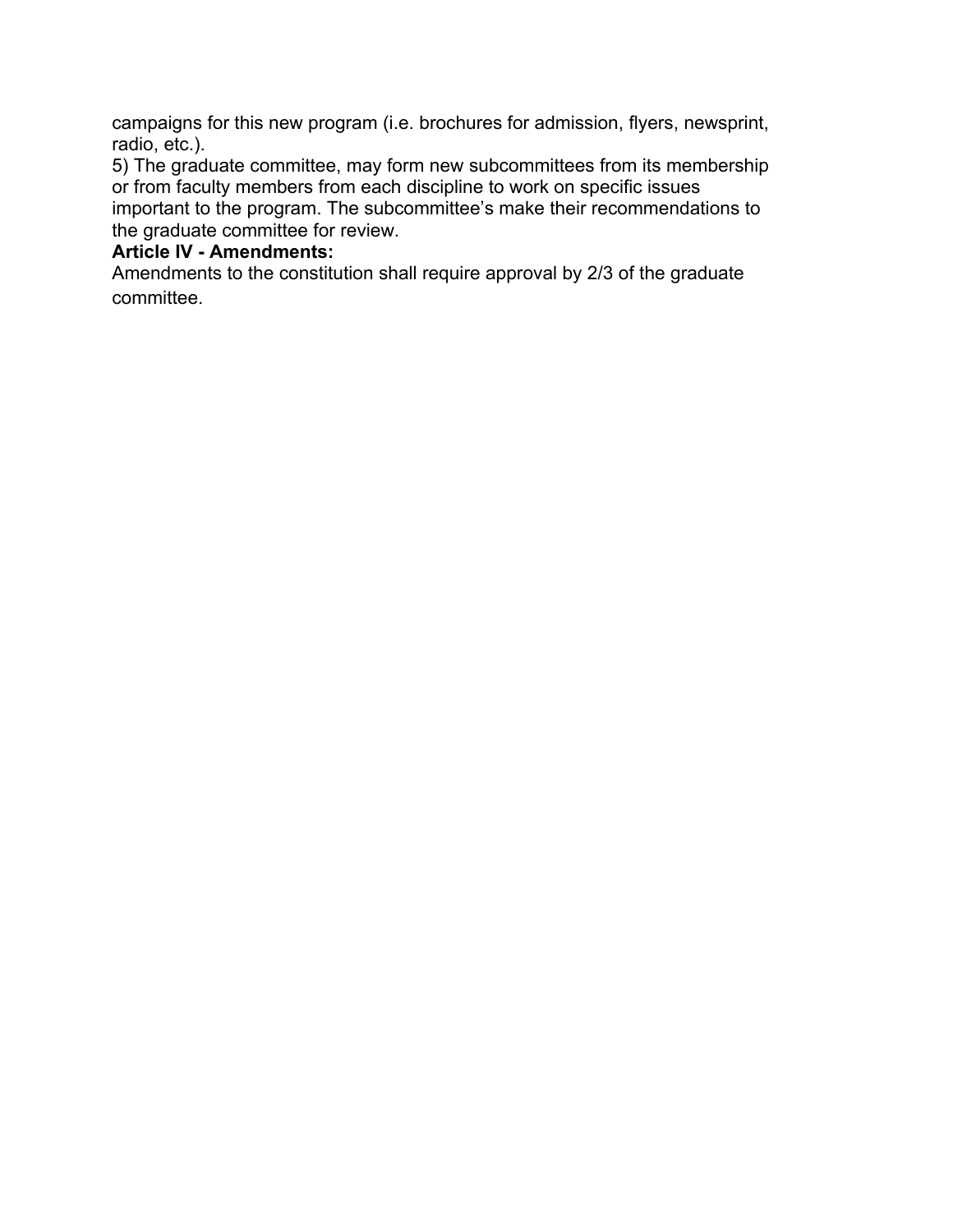campaigns for this new program (i.e. brochures for admission, flyers, newsprint, radio, etc.).

5) The graduate committee, may form new subcommittees from its membership or from faculty members from each discipline to work on specific issues important to the program. The subcommittee's make their recommendations to the graduate committee for review.

**Article IV - Amendments:**

Amendments to the constitution shall require approval by 2/3 of the graduate committee.